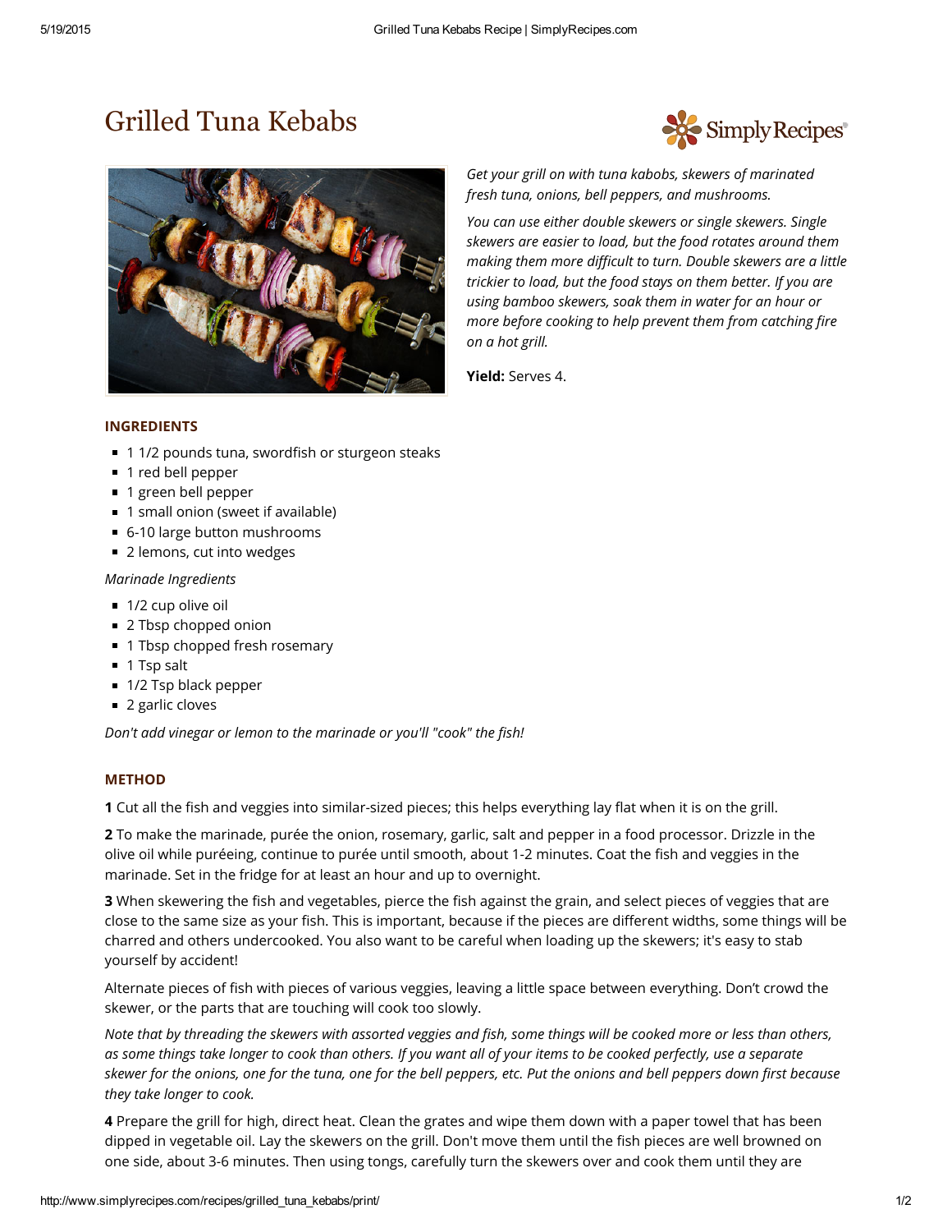# Grilled Tuna Kebabs

*Get your grill on with tuna kabobs, skewers of marinated fresh tuna, onions, bell peppers, and mushrooms.*

*You can use either double skewers or single skewers. Single skewers are easier to load, but the food rotates around them making them more difficult to turn. Double skewers are a little trickier to load, but the food stays on them better. If you are using bamboo skewers, soak them in water for an hour or more before cooking to help prevent them from catching fire on a hot grill.*

**Yield:** Serves 4.

## INGREDIENTS

- 1 1/2 pounds tuna, swordfish or sturgeon steaks
- 1 red bell pepper
- 1 green bell pepper
- 1 small onion (sweet if available)
- 6-10 large button mushrooms
- 2 lemons, cut into wedges

*Marinade Ingredients*

- 1/2 cup olive oil
- 2 Tbsp chopped onion
- 1 Tbsp chopped fresh rosemary
- 1 Tsp salt
- 1/2 Tsp black pepper
- 2 garlic cloves

*Don't add vinegar or lemon to the marinade or you'll "cook" the fish!*

## METHOD

**1** Cut all the fish and veggies into similar-sized pieces; this helps everything lay flat when it is on the grill.

**2** To make the marinade, purée the onion, rosemary, garlic, salt and pepper in a food processor. Drizzle in the olive oil while puréeing, continue to purée until smooth, about 1-2 minutes. Coat the fish and veggies in the marinade. Set in the fridge for at least an hour and up to overnight.

**3** When skewering the fish and vegetables, pierce the fish against the grain, and select pieces of veggies that are close to the same size as your fish. This is important, because if the pieces are different widths, some things will be charred and others undercooked. You also want to be careful when loading up the skewers; it's easy to stab yourself by accident!

Alternate pieces of fish with pieces of various veggies, leaving a little space between everything. Don't crowd the skewer, or the parts that are touching will cook too slowly.

*Note that by threading the skewers with assorted veggies and fish, some things will be cooked more or less than others, as some things take longer to cook than others. If you want all of your items to be cooked perfectly, use a separate skewer for the onions, one for the tuna, one for the bell peppers, etc. Put the onions and bell peppers down first because they take longer to cook.*

**4** Prepare the grill for high, direct heat. Clean the grates and wipe them down with a paper towel that has been dipped in vegetable oil. Lay the skewers on the grill. Don't move them until the fish pieces are well browned on one side, about 3-6 minutes. Then using tongs, carefully turn the skewers over and cook them until they are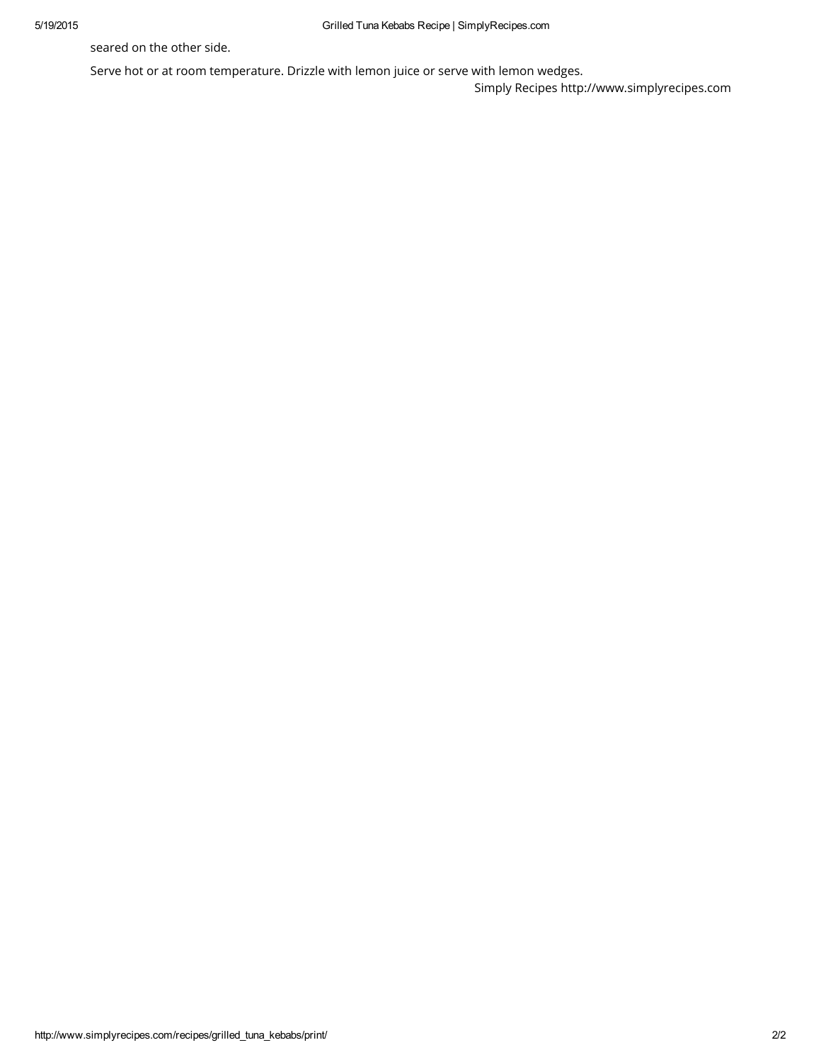seared on the other side.

Serve hot or at room temperature. Drizzle with lemon juice or serve with lemon wedges.

Simply Recipes http://www.simplyrecipes.com